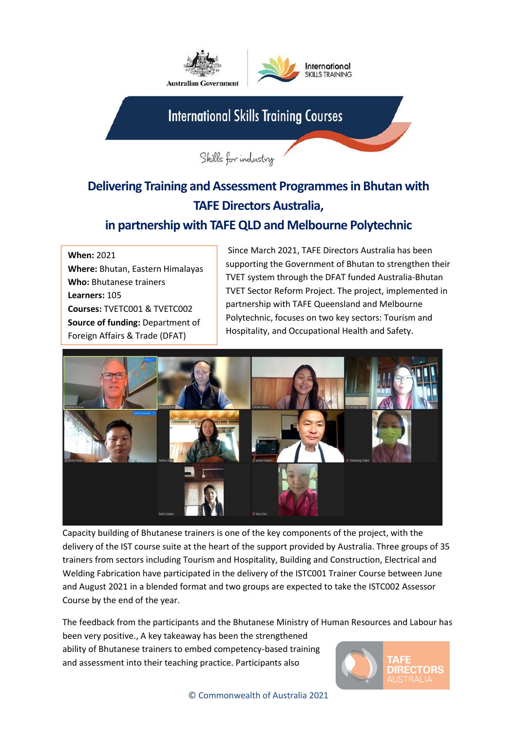Australian Government | International SKILLS TRAINING

# International Skills Training Courses

*Skills for industry*

## Delivering Training and Assessment Programmes in Bhutan with TAFE Directors Australia, in partnership with TAFE QLD and Melbourne Polytechnic

**When:** 2021
**Where:** Bhutan, Eastern Himalayas
**Who:** Bhutanese trainers
**Learners:** 105
**Courses:** TVETC001 & TVETC002
**Source of funding:** Department of Foreign Affairs & Trade (DFAT)

Since March 2021, TAFE Directors Australia has been supporting the Government of Bhutan to strengthen their TVET system through the DFAT funded Australia-Bhutan TVET Sector Reform Project. The project, implemented in partnership with TAFE Queensland and Melbourne Polytechnic, focuses on two key sectors: Tourism and Hospitality, and Occupational Health and Safety.

Capacity building of Bhutanese trainers is one of the key components of the project, with the delivery of the IST course suite at the heart of the support provided by Australia. Three groups of 35 trainers from sectors including Tourism and Hospitality, Building and Construction, Electrical and Welding Fabrication have participated in the delivery of the ISTC001 Trainer Course between June and August 2021 in a blended format and two groups are expected to take the ISTC002 Assessor Course by the end of the year.

The feedback from the participants and the Bhutanese Ministry of Human Resources and Labour has been very positive., A key takeaway has been the strengthened ability of Bhutanese trainers to embed competency-based training and assessment into their teaching practice. Participants also

TAFE DIRECTORS AUSTRALIA

© Commonwealth of Australia 2021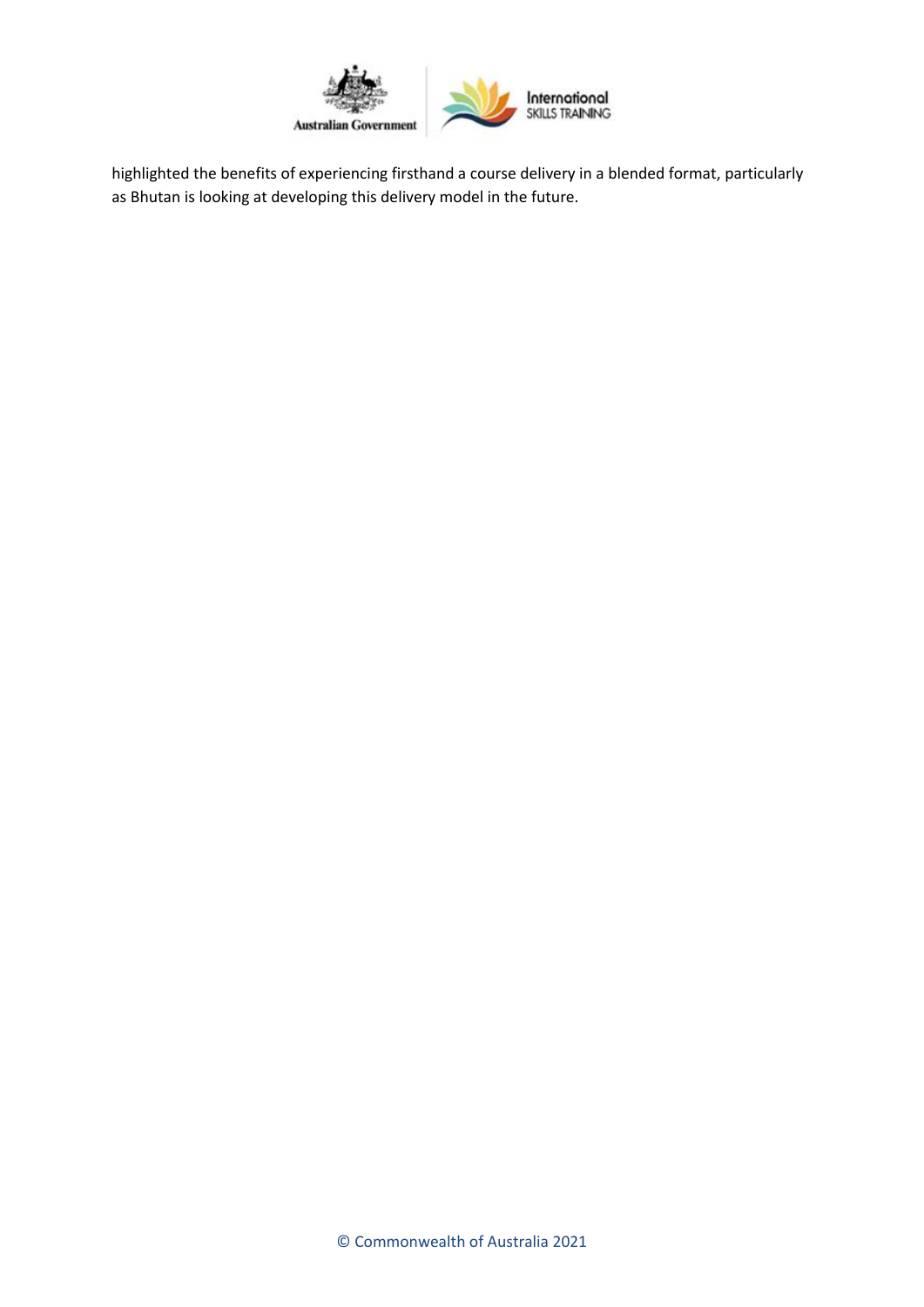highlighted the benefits of experiencing firsthand a course delivery in a blended format, particularly as Bhutan is looking at developing this delivery model in the future.